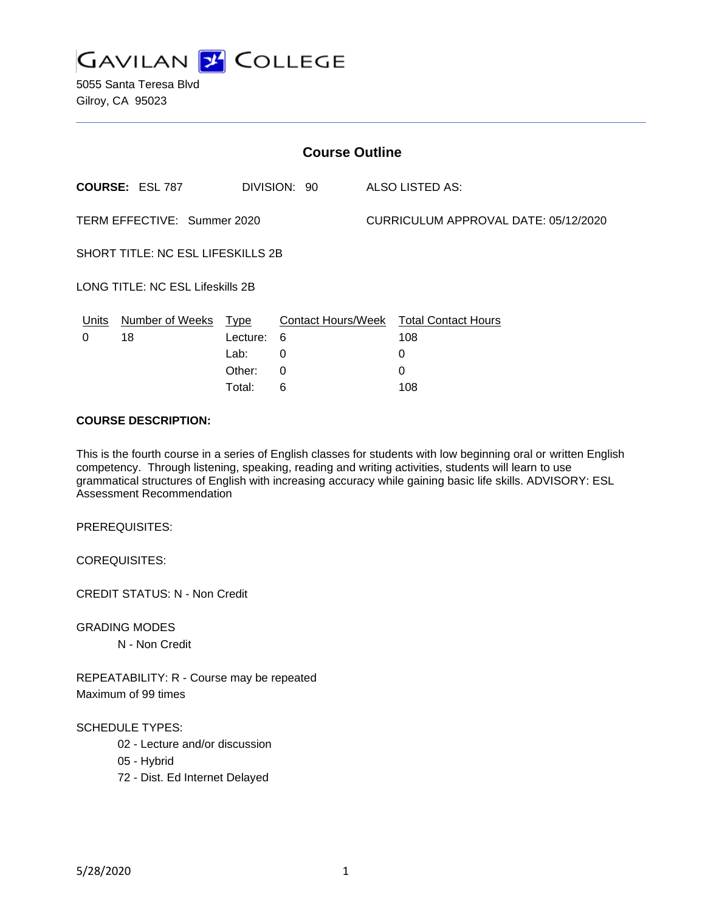# GAVILAN COLLEGE

5055 Santa Teresa Blvd
Gilroy, CA 95023

## Course Outline

**COURSE:** ESL 787 DIVISION: 90 ALSO LISTED AS:

TERM EFFECTIVE: Summer 2020 CURRICULUM APPROVAL DATE: 05/12/2020

SHORT TITLE: NC ESL LIFESKILLS 2B

LONG TITLE: NC ESL Lifeskills 2B

| Units | Number of Weeks | Type | Contact Hours/Week | Total Contact Hours |
|---|---|---|---|---|
| 0 | 18 | Lecture: | 6 | 108 |
| | | Lab: | 0 | 0 |
| | | Other: | 0 | 0 |
| | | Total: | 6 | 108 |

**COURSE DESCRIPTION:**

This is the fourth course in a series of English classes for students with low beginning oral or written English competency. Through listening, speaking, reading and writing activities, students will learn to use grammatical structures of English with increasing accuracy while gaining basic life skills. ADVISORY: ESL Assessment Recommendation

PREREQUISITES:

COREQUISITES:

CREDIT STATUS: N - Non Credit

GRADING MODES

- N - Non Credit

REPEATABILITY: R - Course may be repeated
Maximum of 99 times

SCHEDULE TYPES:

- 02 - Lecture and/or discussion
- 05 - Hybrid
- 72 - Dist. Ed Internet Delayed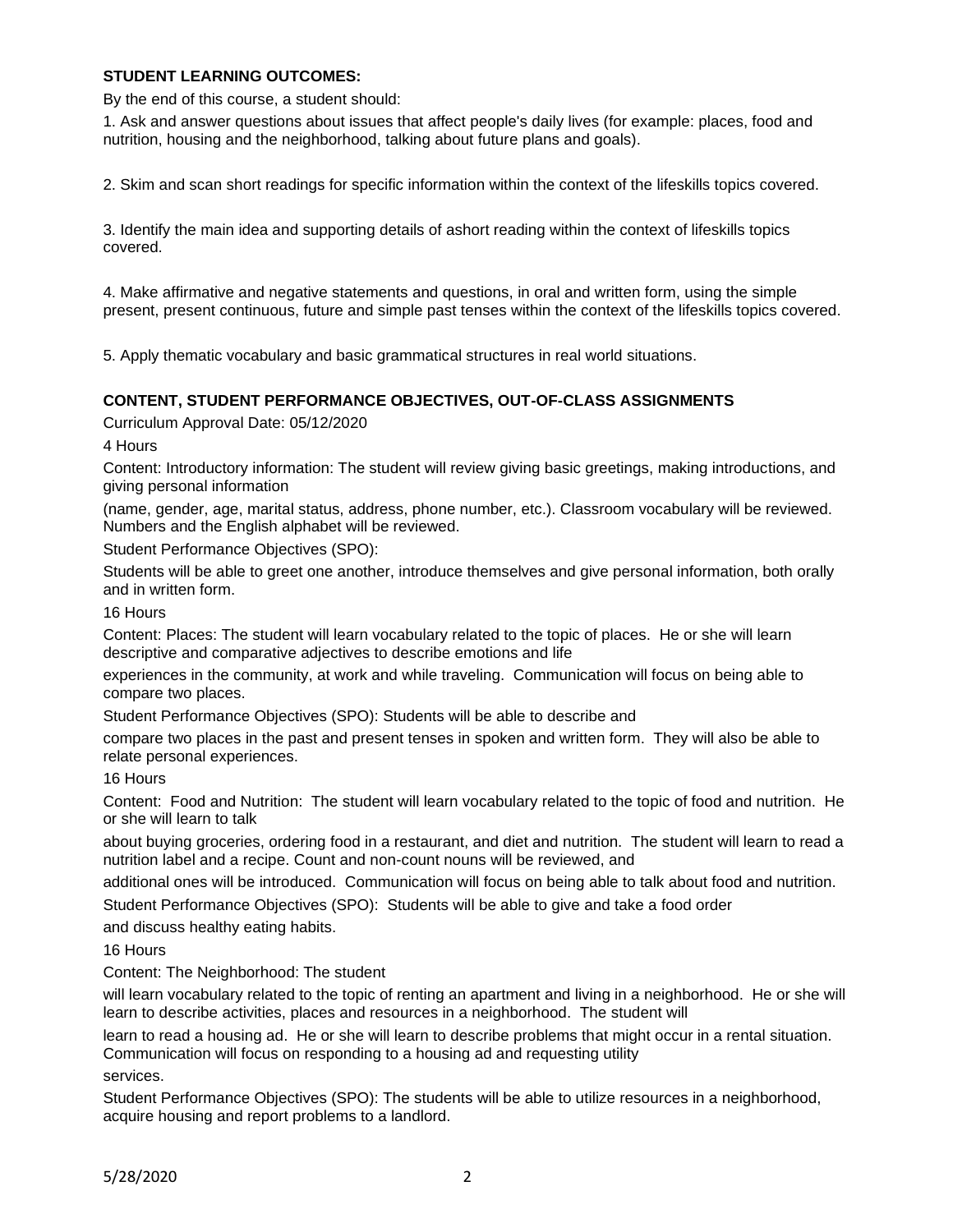**STUDENT LEARNING OUTCOMES:**

By the end of this course, a student should:

1. Ask and answer questions about issues that affect people's daily lives (for example: places, food and nutrition, housing and the neighborhood, talking about future plans and goals).

2. Skim and scan short readings for specific information within the context of the lifeskills topics covered.

3. Identify the main idea and supporting details of ashort reading within the context of lifeskills topics covered.

4. Make affirmative and negative statements and questions, in oral and written form, using the simple present, present continuous, future and simple past tenses within the context of the lifeskills topics covered.

5. Apply thematic vocabulary and basic grammatical structures in real world situations.

**CONTENT, STUDENT PERFORMANCE OBJECTIVES, OUT-OF-CLASS ASSIGNMENTS**

Curriculum Approval Date: 05/12/2020

4 Hours

Content: Introductory information: The student will review giving basic greetings, making introductions, and giving personal information

(name, gender, age, marital status, address, phone number, etc.). Classroom vocabulary will be reviewed. Numbers and the English alphabet will be reviewed.

Student Performance Objectives (SPO):

Students will be able to greet one another, introduce themselves and give personal information, both orally and in written form.

16 Hours

Content: Places: The student will learn vocabulary related to the topic of places. He or she will learn descriptive and comparative adjectives to describe emotions and life

experiences in the community, at work and while traveling. Communication will focus on being able to compare two places.

Student Performance Objectives (SPO): Students will be able to describe and

compare two places in the past and present tenses in spoken and written form. They will also be able to relate personal experiences.

16 Hours

Content: Food and Nutrition: The student will learn vocabulary related to the topic of food and nutrition. He or she will learn to talk

about buying groceries, ordering food in a restaurant, and diet and nutrition. The student will learn to read a nutrition label and a recipe. Count and non-count nouns will be reviewed, and

additional ones will be introduced. Communication will focus on being able to talk about food and nutrition.

Student Performance Objectives (SPO): Students will be able to give and take a food order

and discuss healthy eating habits.

16 Hours

Content: The Neighborhood: The student

will learn vocabulary related to the topic of renting an apartment and living in a neighborhood. He or she will learn to describe activities, places and resources in a neighborhood. The student will

learn to read a housing ad. He or she will learn to describe problems that might occur in a rental situation. Communication will focus on responding to a housing ad and requesting utility

services.

Student Performance Objectives (SPO): The students will be able to utilize resources in a neighborhood, acquire housing and report problems to a landlord.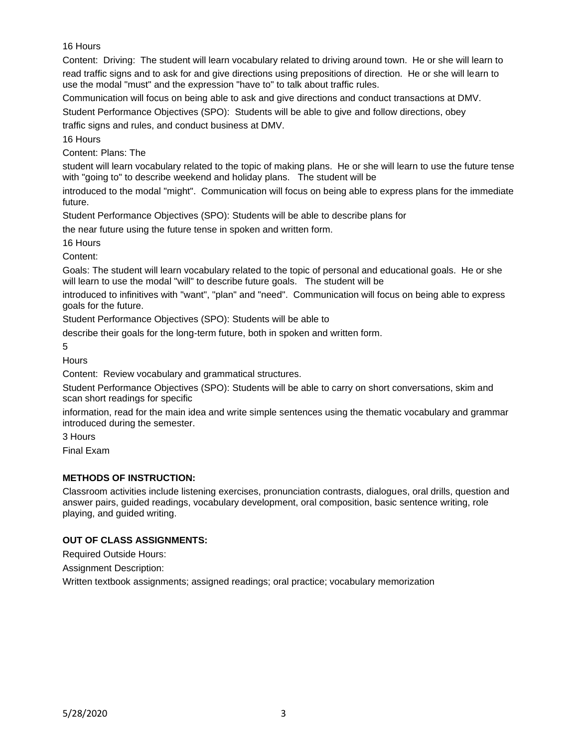16 Hours

Content: Driving: The student will learn vocabulary related to driving around town. He or she will learn to read traffic signs and to ask for and give directions using prepositions of direction. He or she will learn to use the modal "must" and the expression "have to" to talk about traffic rules.

Communication will focus on being able to ask and give directions and conduct transactions at DMV.

Student Performance Objectives (SPO): Students will be able to give and follow directions, obey traffic signs and rules, and conduct business at DMV.

16 Hours

Content: Plans: The student will learn vocabulary related to the topic of making plans. He or she will learn to use the future tense with "going to" to describe weekend and holiday plans. The student will be introduced to the modal "might". Communication will focus on being able to express plans for the immediate future.

Student Performance Objectives (SPO): Students will be able to describe plans for the near future using the future tense in spoken and written form.

16 Hours

Content:

Goals: The student will learn vocabulary related to the topic of personal and educational goals. He or she will learn to use the modal "will" to describe future goals. The student will be introduced to infinitives with "want", "plan" and "need". Communication will focus on being able to express goals for the future.

Student Performance Objectives (SPO): Students will be able to describe their goals for the long-term future, both in spoken and written form.

5 Hours

Content: Review vocabulary and grammatical structures.

Student Performance Objectives (SPO): Students will be able to carry on short conversations, skim and scan short readings for specific information, read for the main idea and write simple sentences using the thematic vocabulary and grammar introduced during the semester.

3 Hours

Final Exam

**METHODS OF INSTRUCTION:**

Classroom activities include listening exercises, pronunciation contrasts, dialogues, oral drills, question and answer pairs, guided readings, vocabulary development, oral composition, basic sentence writing, role playing, and guided writing.

**OUT OF CLASS ASSIGNMENTS:**

Required Outside Hours:

Assignment Description:

Written textbook assignments; assigned readings; oral practice; vocabulary memorization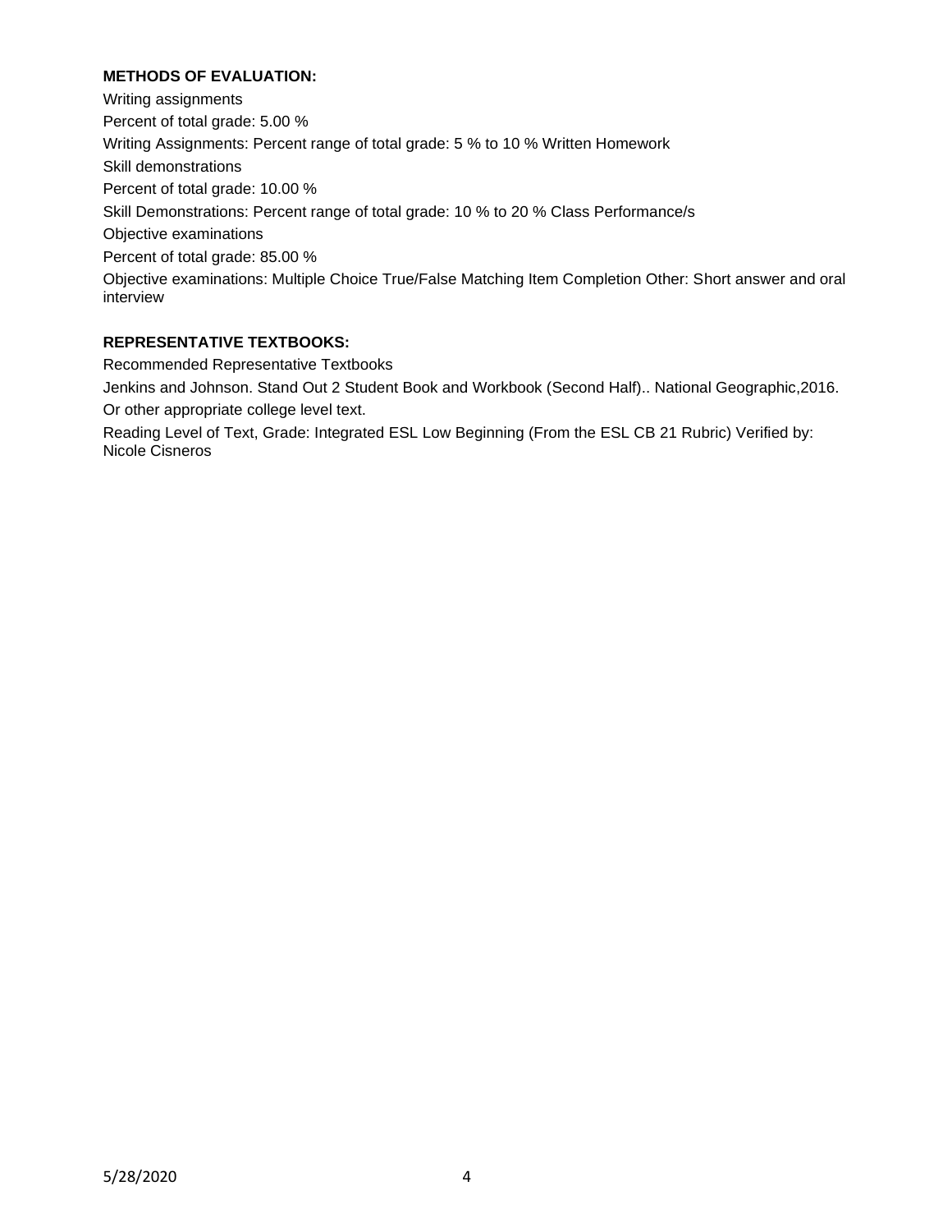**METHODS OF EVALUATION:**

Writing assignments

Percent of total grade: 5.00 %

Writing Assignments: Percent range of total grade: 5 % to 10 % Written Homework

Skill demonstrations

Percent of total grade: 10.00 %

Skill Demonstrations: Percent range of total grade: 10 % to 20 % Class Performance/s

Objective examinations

Percent of total grade: 85.00 %

Objective examinations: Multiple Choice True/False Matching Item Completion Other: Short answer and oral interview

**REPRESENTATIVE TEXTBOOKS:**

Recommended Representative Textbooks

Jenkins and Johnson. Stand Out 2 Student Book and Workbook (Second Half).. National Geographic,2016.

Or other appropriate college level text.

Reading Level of Text, Grade: Integrated ESL Low Beginning (From the ESL CB 21 Rubric) Verified by: Nicole Cisneros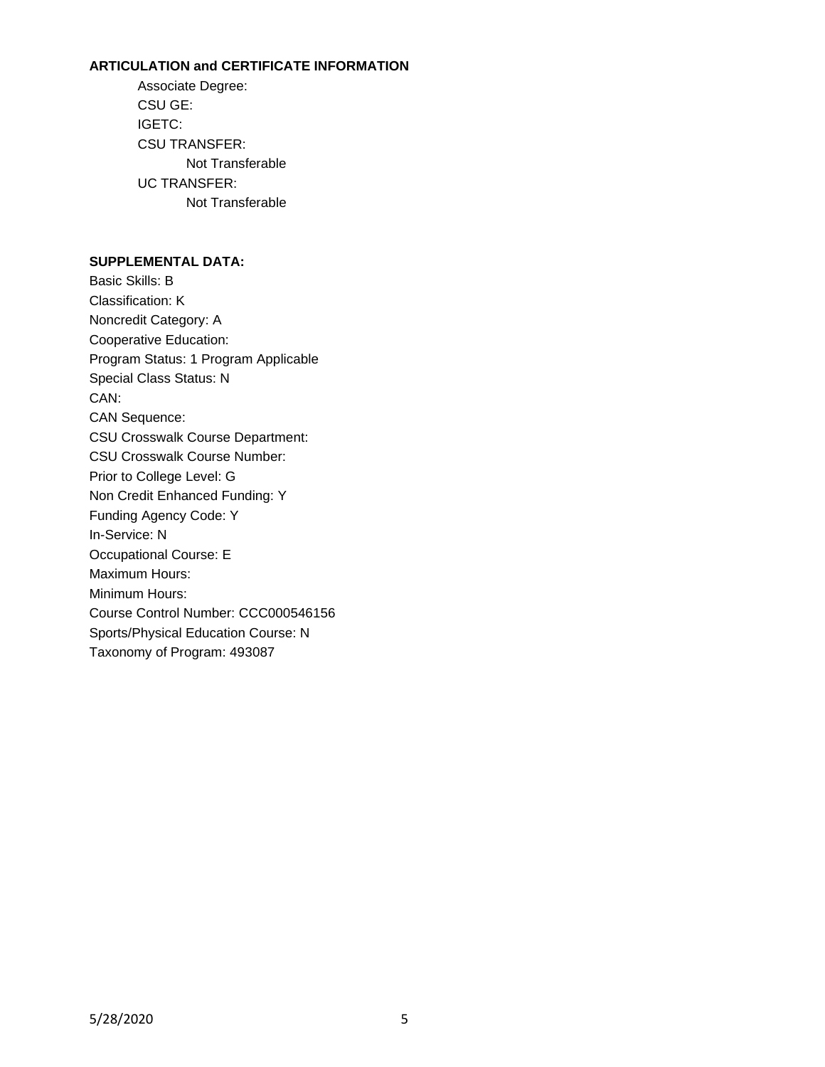**ARTICULATION and CERTIFICATE INFORMATION**

Associate Degree:
CSU GE:
IGETC:
CSU TRANSFER:
Not Transferable
UC TRANSFER:
Not Transferable

**SUPPLEMENTAL DATA:**

Basic Skills: B
Classification: K
Noncredit Category: A
Cooperative Education:
Program Status: 1 Program Applicable
Special Class Status: N
CAN:
CAN Sequence:
CSU Crosswalk Course Department:
CSU Crosswalk Course Number:
Prior to College Level: G
Non Credit Enhanced Funding: Y
Funding Agency Code: Y
In-Service: N
Occupational Course: E
Maximum Hours:
Minimum Hours:
Course Control Number: CCC000546156
Sports/Physical Education Course: N
Taxonomy of Program: 493087